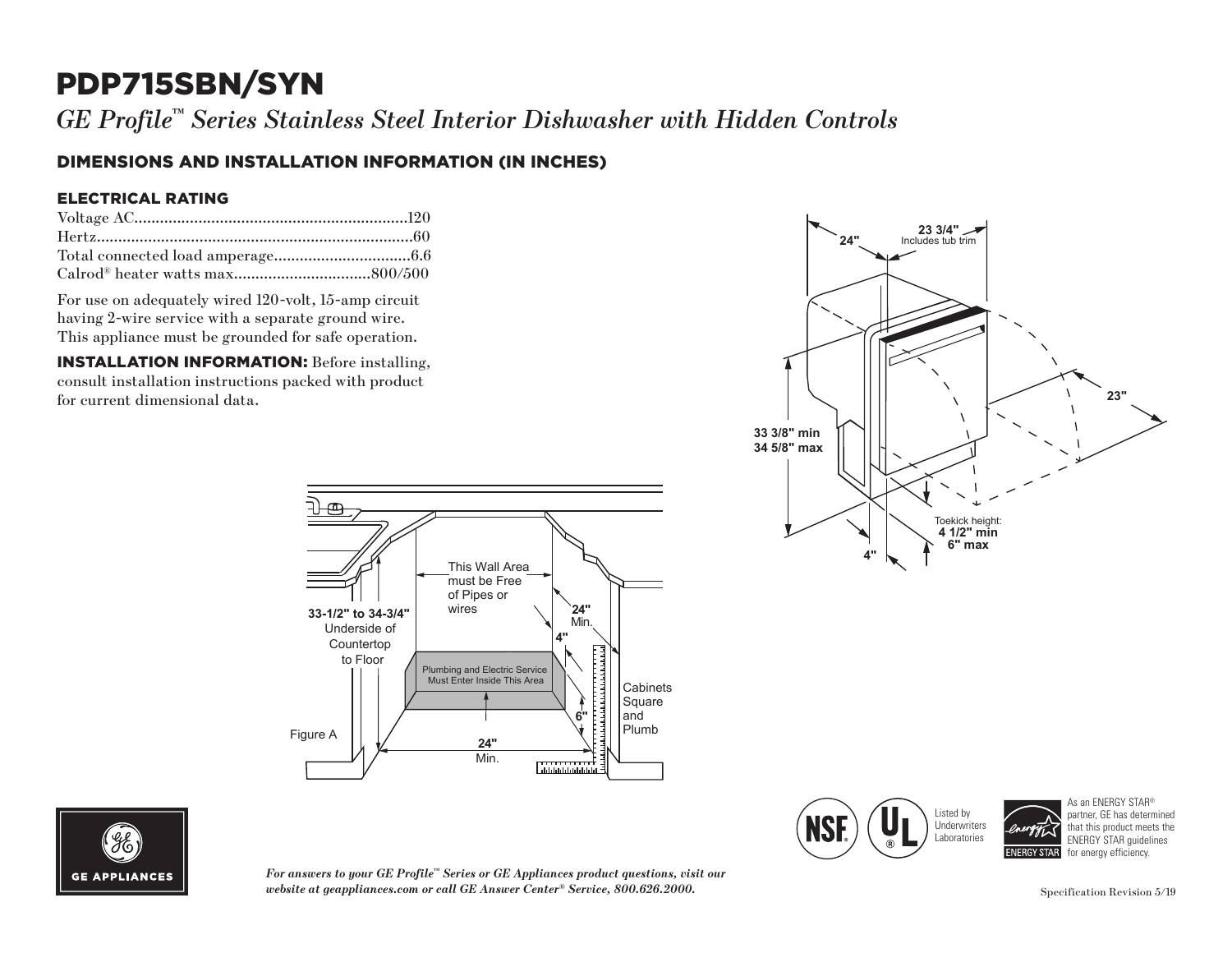# PDP715SBN/SYN

*GE Profile™ Series Stainless Steel Interior Dishwasher with Hidden Controls*

## DIMENSIONS AND INSTALLATION INFORMATION (IN INCHES)

### ELECTRICAL RATING

| | |
|---|---|
| Voltage AC | 120 |
| Hertz | 60 |
| Total connected load amperage | 6.6 |
| Calrod® heater watts max | 800/500 |

For use on adequately wired 120-volt, 15-amp circuit having 2-wire service with a separate ground wire. This appliance must be grounded for safe operation.

**INSTALLATION INFORMATION:** Before installing, consult installation instructions packed with product for current dimensional data.

24"

23 3/4"
Includes tub trim

23"

33 3/8" min
34 5/8" max

Toekick height:
4 1/2" min
6" max

4"

This Wall Area must be Free of Pipes or wires

33-1/2" to 34-3/4" Underside of Countertop to Floor

24" Min.

4"

Plumbing and Electric Service Must Enter Inside This Area

6"

Cabinets Square and Plumb

24" Min.

Figure A

Listed by Underwriters Laboratories

As an ENERGY STAR® partner, GE has determined that this product meets the ENERGY STAR guidelines for energy efficiency.

*For answers to your GE Profile™ Series or GE Appliances product questions, visit our website at geappliances.com or call GE Answer Center® Service, 800.626.2000.*

Specification Revision 5/19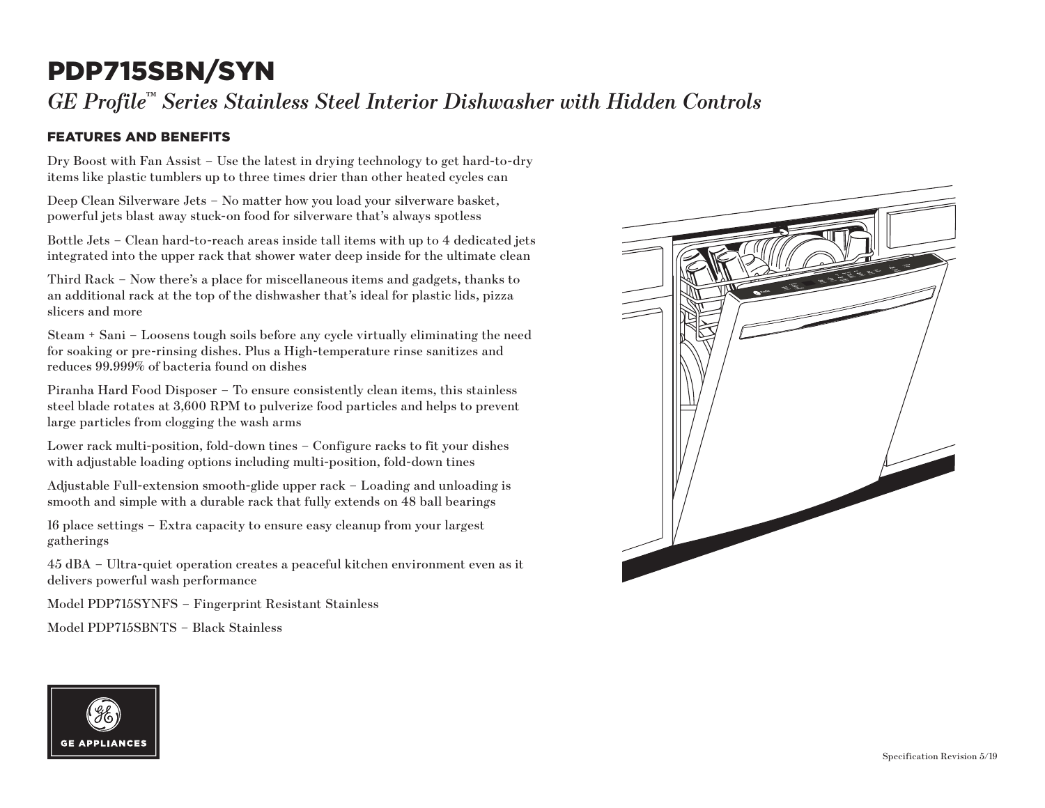# PDP715SBN/SYN

*GE Profile™ Series Stainless Steel Interior Dishwasher with Hidden Controls*

## FEATURES AND BENEFITS

Dry Boost with Fan Assist – Use the latest in drying technology to get hard-to-dry items like plastic tumblers up to three times drier than other heated cycles can

Deep Clean Silverware Jets – No matter how you load your silverware basket, powerful jets blast away stuck-on food for silverware that's always spotless

Bottle Jets – Clean hard-to-reach areas inside tall items with up to 4 dedicated jets integrated into the upper rack that shower water deep inside for the ultimate clean

Third Rack – Now there's a place for miscellaneous items and gadgets, thanks to an additional rack at the top of the dishwasher that's ideal for plastic lids, pizza slicers and more

Steam + Sani – Loosens tough soils before any cycle virtually eliminating the need for soaking or pre-rinsing dishes. Plus a High-temperature rinse sanitizes and reduces 99.999% of bacteria found on dishes

Piranha Hard Food Disposer – To ensure consistently clean items, this stainless steel blade rotates at 3,600 RPM to pulverize food particles and helps to prevent large particles from clogging the wash arms

Lower rack multi-position, fold-down tines – Configure racks to fit your dishes with adjustable loading options including multi-position, fold-down tines

Adjustable Full-extension smooth-glide upper rack – Loading and unloading is smooth and simple with a durable rack that fully extends on 48 ball bearings

16 place settings – Extra capacity to ensure easy cleanup from your largest gatherings

45 dBA – Ultra-quiet operation creates a peaceful kitchen environment even as it delivers powerful wash performance

Model PDP715SYNFS – Fingerprint Resistant Stainless

Model PDP715SBNTS – Black Stainless

GE APPLIANCES

Specification Revision 5/19